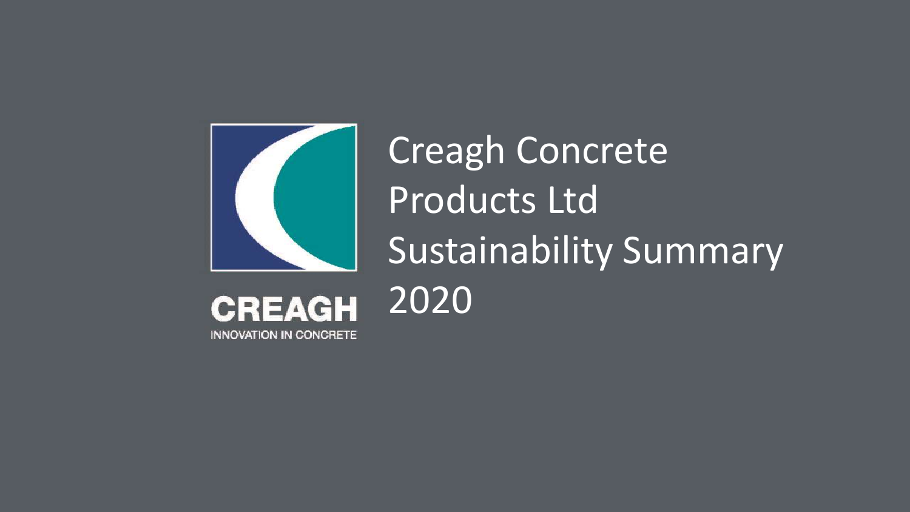# Creagh Concrete Products Ltd Sustainability Summary 2020

CREAGH

INNOVATION IN CONCRETE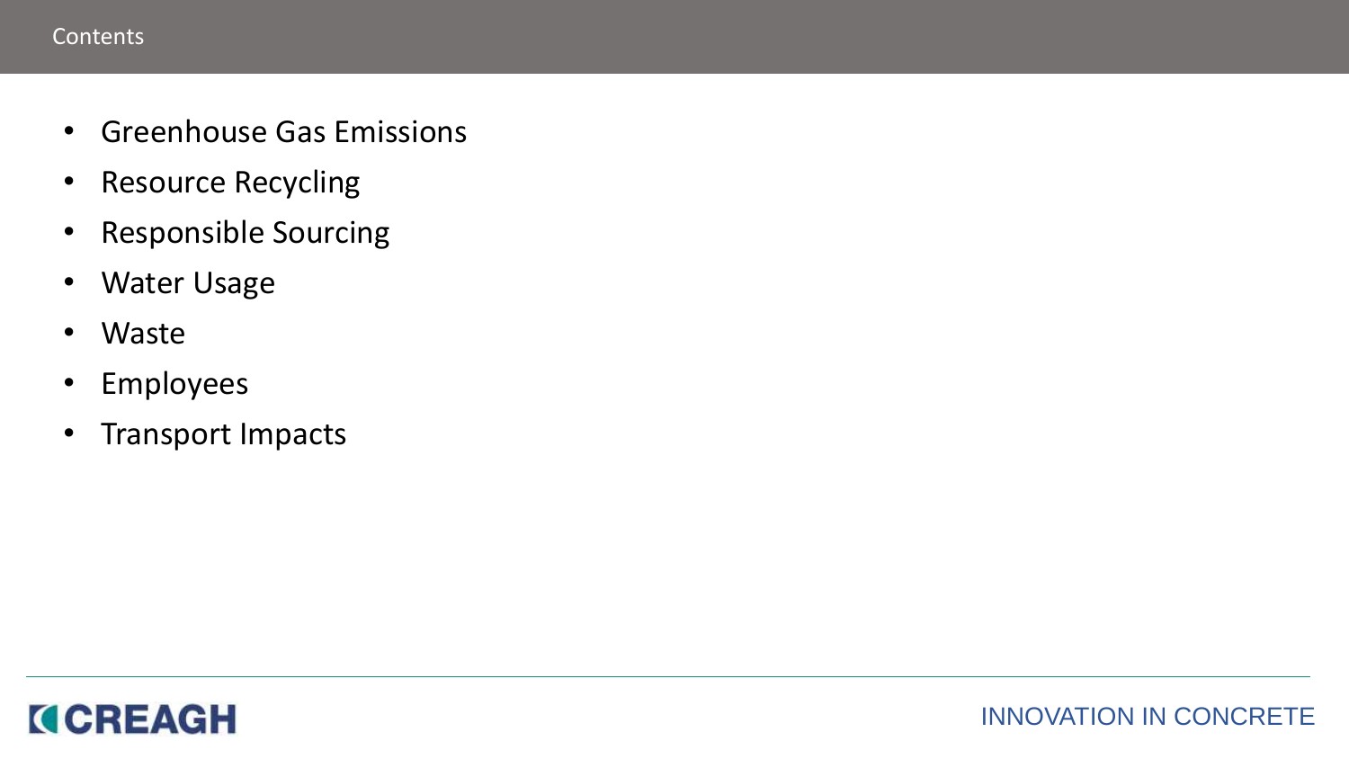# Contents

- Greenhouse Gas Emissions
- Resource Recycling
- Responsible Sourcing
- Water Usage
- Waste
- Employees
- Transport Impacts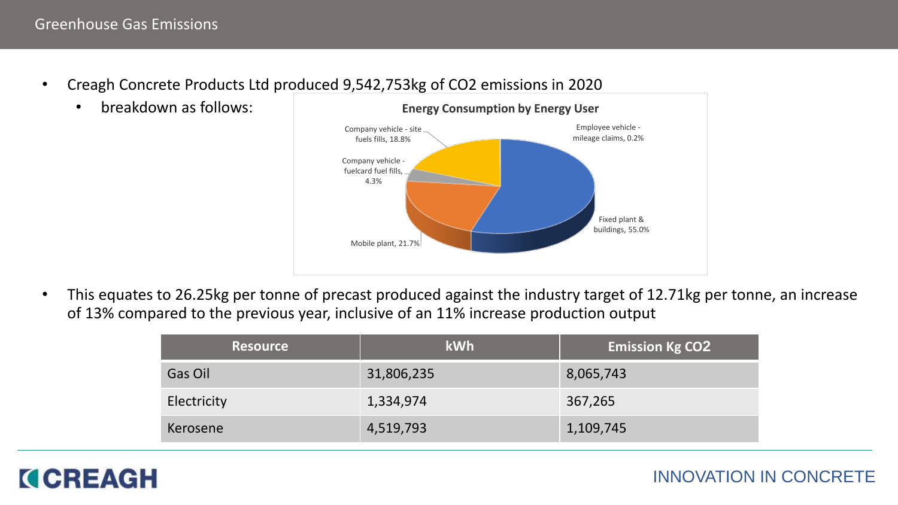# Greenhouse Gas Emissions

- Creagh Concrete Products Ltd produced 9,542,753kg of $CO_2$ emissions in 2020
  - breakdown as follows:

**Energy Consumption by Energy User**

- Fixed plant & buildings, 55.0%
- Mobile plant, 21.7%
- Company vehicle - site fuels fills, 18.8%
- Company vehicle - fuelcard fuel fills, 4.3%
- Employee vehicle - mileage claims, 0.2%

- This equates to 26.25kg per tonne of precast produced against the industry target of 12.71kg per tonne, an increase of 13% compared to the previous year, inclusive of an 11% increase production output

| Resource | kWh | Emission Kg $CO_2$ |
|---|---|---|
| Gas Oil | 31,806,235 | 8,065,743 |
| Electricity | 1,334,974 | 367,265 |
| Kerosene | 4,519,793 | 1,109,745 |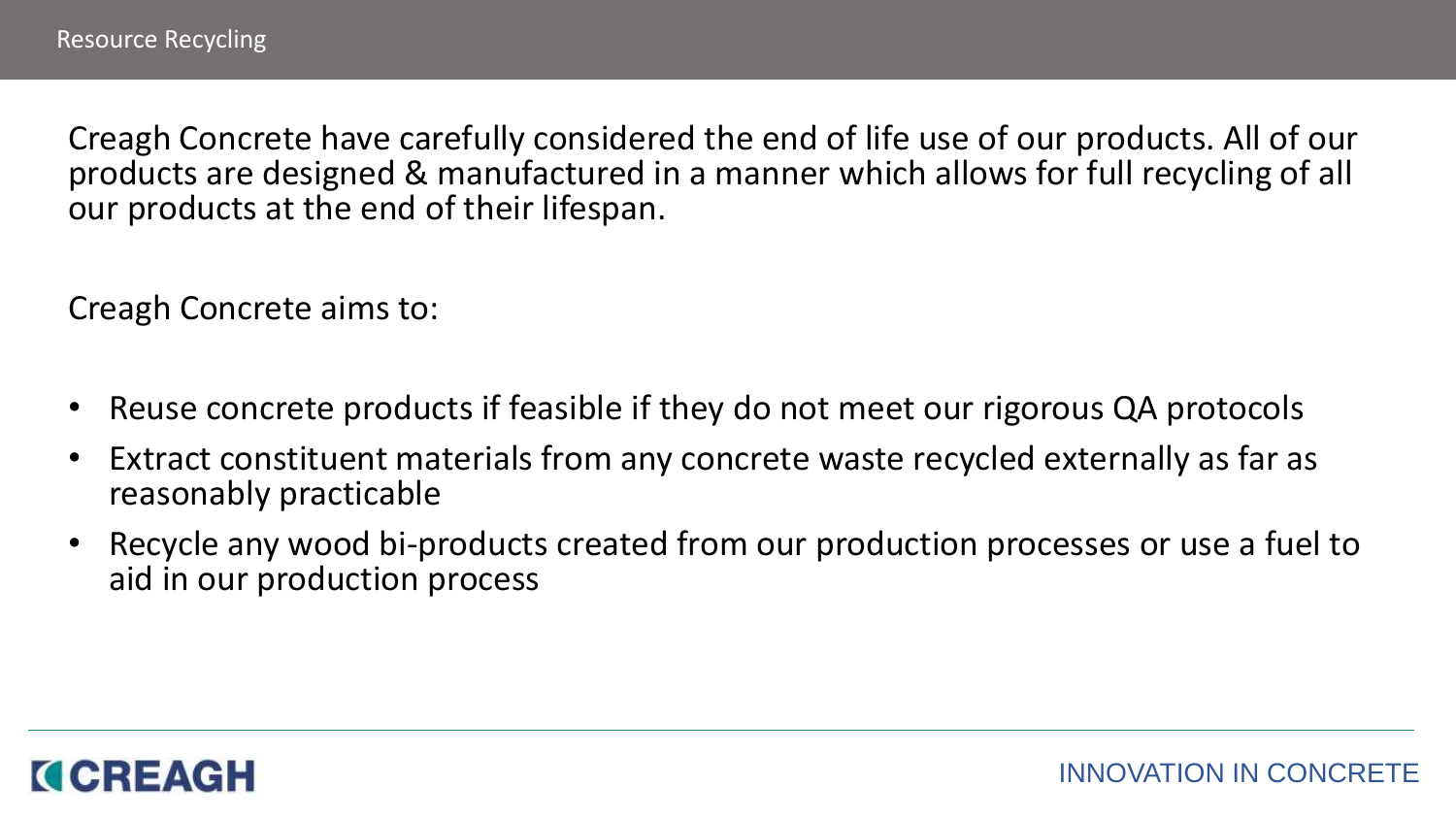# Resource Recycling

Creagh Concrete have carefully considered the end of life use of our products. All of our products are designed & manufactured in a manner which allows for full recycling of all our products at the end of their lifespan.

Creagh Concrete aims to:

- Reuse concrete products if feasible if they do not meet our rigorous QA protocols
- Extract constituent materials from any concrete waste recycled externally as far as reasonably practicable
- Recycle any wood bi-products created from our production processes or use a fuel to aid in our production process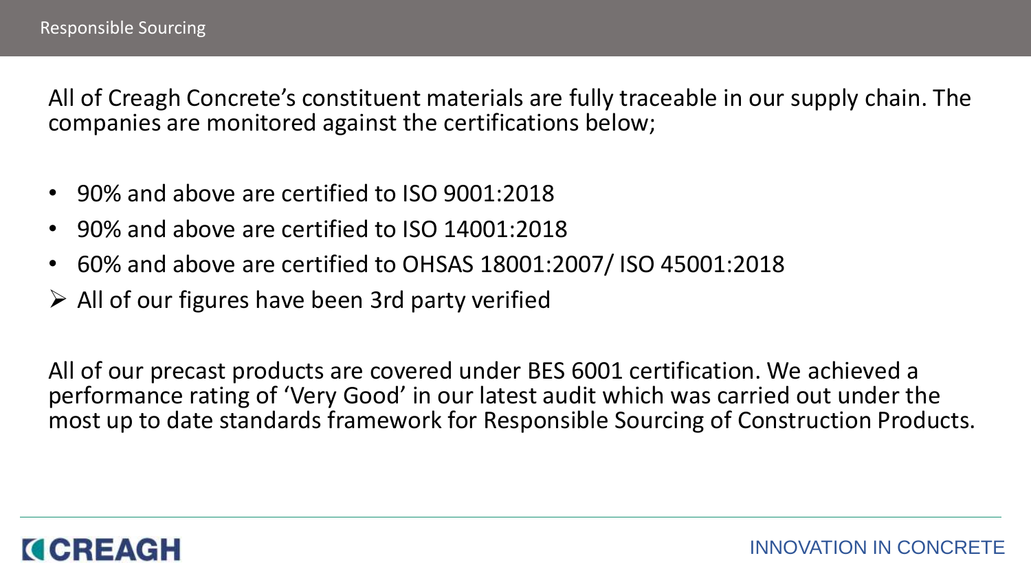# Responsible Sourcing

All of Creagh Concrete's constituent materials are fully traceable in our supply chain. The companies are monitored against the certifications below;

- 90% and above are certified to ISO 9001:2018
- 90% and above are certified to ISO 14001:2018
- 60% and above are certified to OHSAS 18001:2007/ ISO 45001:2018
- All of our figures have been 3rd party verified

All of our precast products are covered under BES 6001 certification. We achieved a performance rating of 'Very Good' in our latest audit which was carried out under the most up to date standards framework for Responsible Sourcing of Construction Products.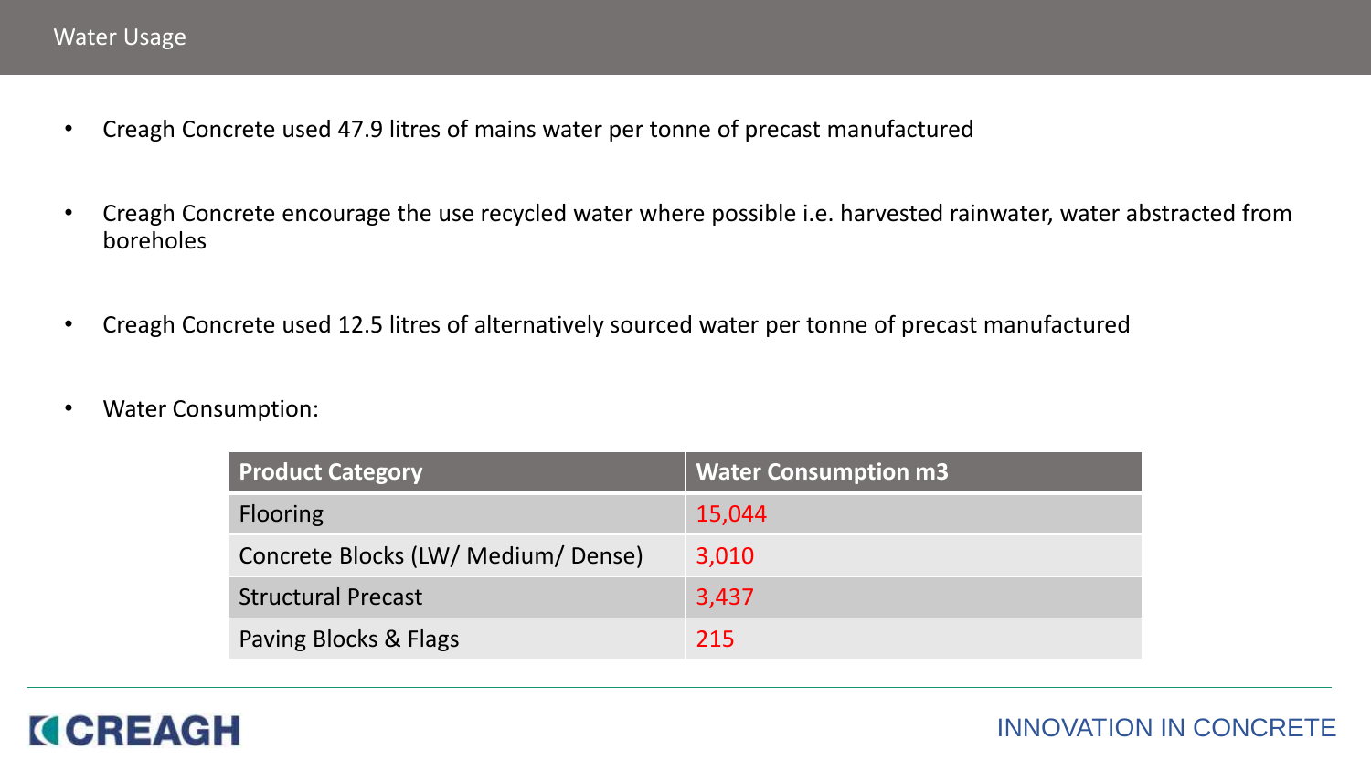## Water Usage

- Creagh Concrete used 47.9 litres of mains water per tonne of precast manufactured
- Creagh Concrete encourage the use recycled water where possible i.e. harvested rainwater, water abstracted from boreholes
- Creagh Concrete used 12.5 litres of alternatively sourced water per tonne of precast manufactured
- Water Consumption:

| Product Category | Water Consumption m3 |
|---|---|
| Flooring | 15,044 |
| Concrete Blocks (LW/ Medium/ Dense) | 3,010 |
| Structural Precast | 3,437 |
| Paving Blocks & Flags | 215 |

CREAGH

INNOVATION IN CONCRETE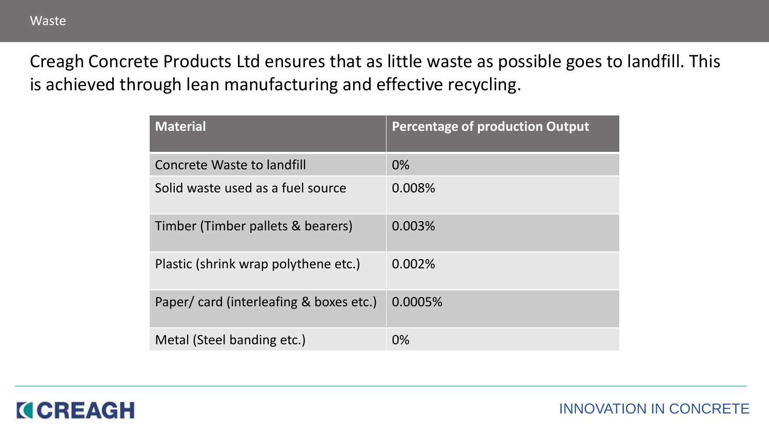# Waste

Creagh Concrete Products Ltd ensures that as little waste as possible goes to landfill. This is achieved through lean manufacturing and effective recycling.

| Material | Percentage of production Output |
|---|---|
| Concrete Waste to landfill | 0% |
| Solid waste used as a fuel source | 0.008% |
| Timber (Timber pallets & bearers) | 0.003% |
| Plastic (shrink wrap polythene etc.) | 0.002% |
| Paper/ card (interleafing & boxes etc.) | 0.0005% |
| Metal (Steel banding etc.) | 0% |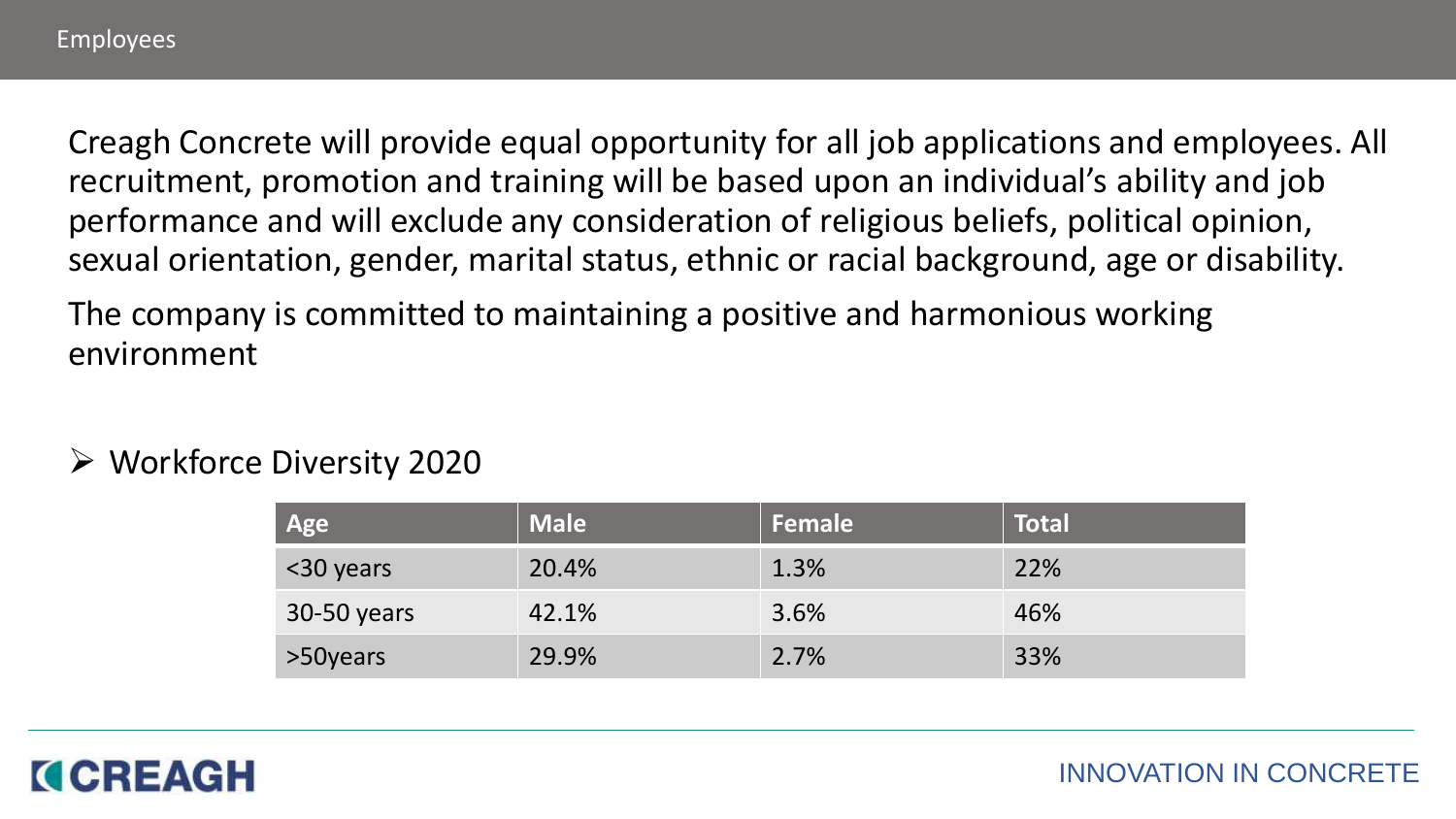## Employees

Creagh Concrete will provide equal opportunity for all job applications and employees. All recruitment, promotion and training will be based upon an individual's ability and job performance and will exclude any consideration of religious beliefs, political opinion, sexual orientation, gender, marital status, ethnic or racial background, age or disability.

The company is committed to maintaining a positive and harmonious working environment

- Workforce Diversity 2020

| Age | Male | Female | Total |
| --- | --- | --- | --- |
| <30 years | 20.4% | 1.3% | 22% |
| 30-50 years | 42.1% | 3.6% | 46% |
| >50years | 29.9% | 2.7% | 33% |

CREAGH

INNOVATION IN CONCRETE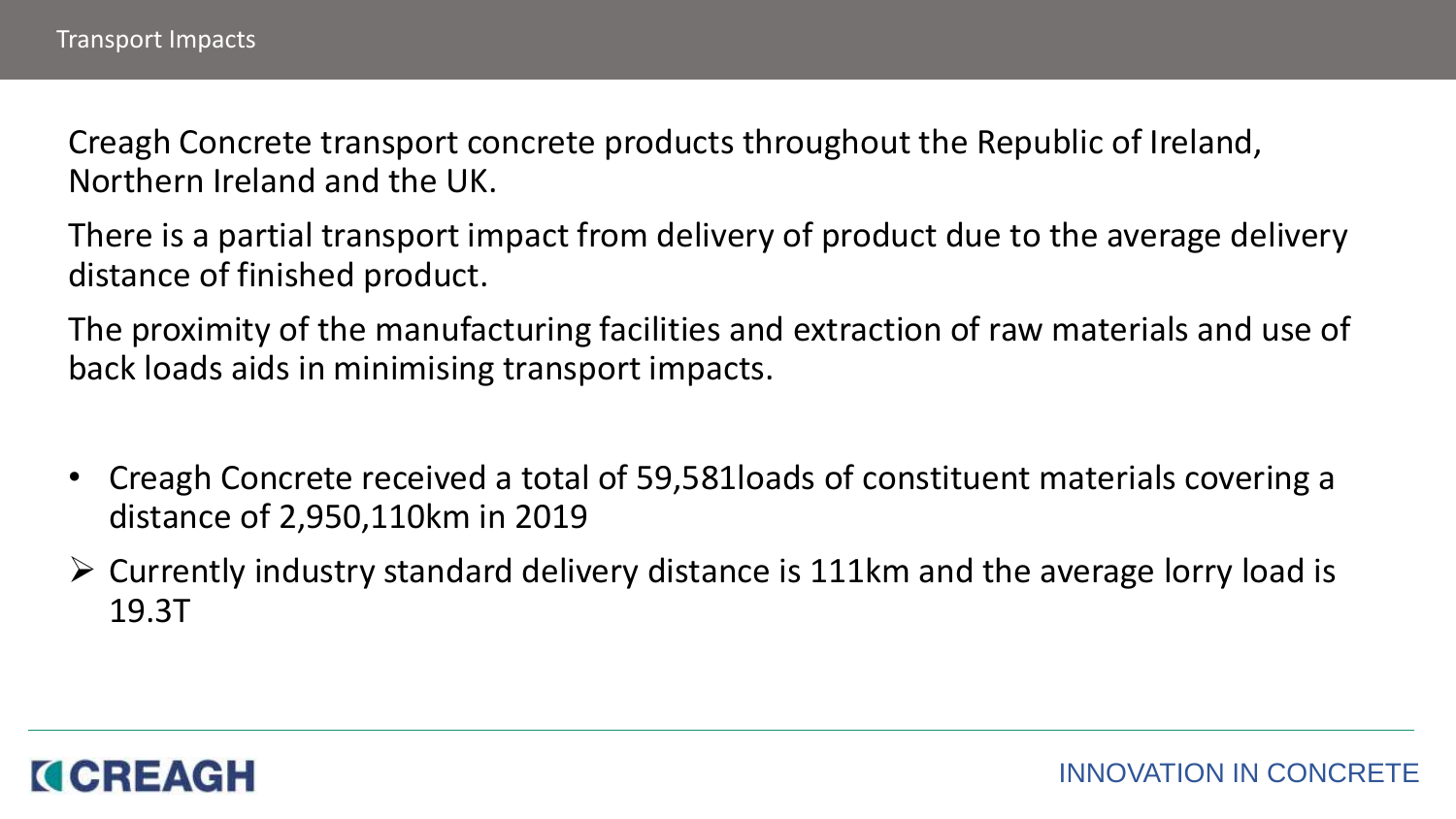# Transport Impacts

Creagh Concrete transport concrete products throughout the Republic of Ireland, Northern Ireland and the UK.

There is a partial transport impact from delivery of product due to the average delivery distance of finished product.

The proximity of the manufacturing facilities and extraction of raw materials and use of back loads aids in minimising transport impacts.

- Creagh Concrete received a total of 59,581loads of constituent materials covering a distance of 2,950,110km in 2019

- Currently industry standard delivery distance is 111km and the average lorry load is 19.3T

CREAGH

INNOVATION IN CONCRETE